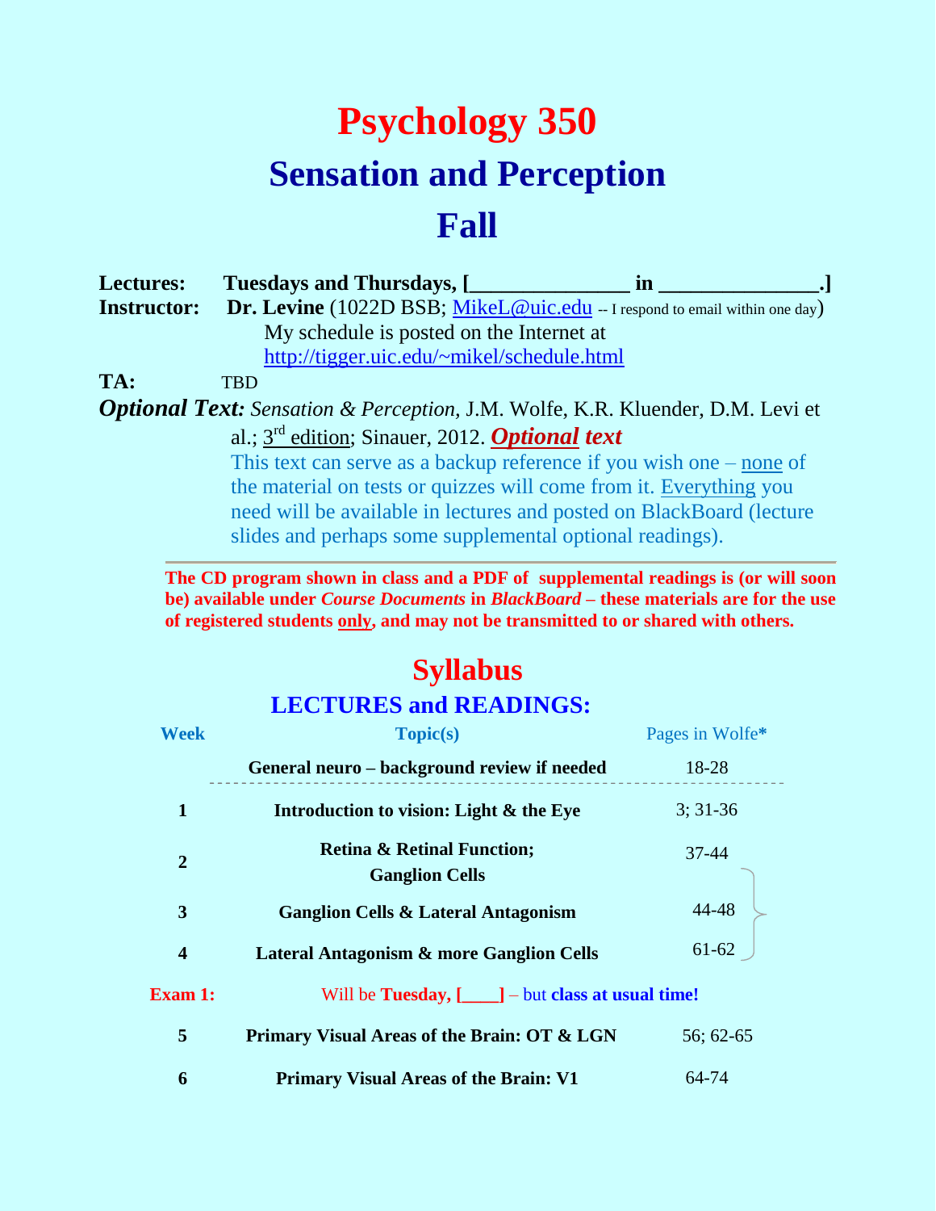# Psychology 350

## Sensation and Perception

## Fall

**Lectures:** **Tuesdays and Thursdays, [______________ in ______________.]**

**Instructor:** **Dr. Levine** (1022D BSB; MikeL@uic.edu -- I respond to email within one day)
My schedule is posted on the Internet at
http://tigger.uic.edu/~mikel/schedule.html

**TA:** TBD

***Optional Text:*** *Sensation & Perception*, J.M. Wolfe, K.R. Kluender, D.M. Levi et al.; 3rd edition; Sinauer, 2012. ***Optional text***

This text can serve as a backup reference if you wish one – none of the material on tests or quizzes will come from it. Everything you need will be available in lectures and posted on BlackBoard (lecture slides and perhaps some supplemental optional readings).

---

**The CD program shown in class and a PDF of supplemental readings is (or will soon be) available under *Course Documents* in *BlackBoard* – these materials are for the use of registered students only, and may not be transmitted to or shared with others.**

# Syllabus

## LECTURES and READINGS:

| Week | Topic(s) | Pages in Wolfe* |
|---|---|---|
| | **General neuro – background review if needed** | 18-28 |
| 1 | **Introduction to vision: Light & the Eye** | 3; 31-36 |
| 2 | **Retina & Retinal Function; Ganglion Cells** | 37-44 |
| 3 | **Ganglion Cells & Lateral Antagonism** | 44-48 |
| 4 | **Lateral Antagonism & more Ganglion Cells** | 61-62 |
| **Exam 1:** | Will be **Tuesday, [____]** – but **class at usual time!** | |
| 5 | **Primary Visual Areas of the Brain: OT & LGN** | 56; 62-65 |
| 6 | **Primary Visual Areas of the Brain: V1** | 64-74 |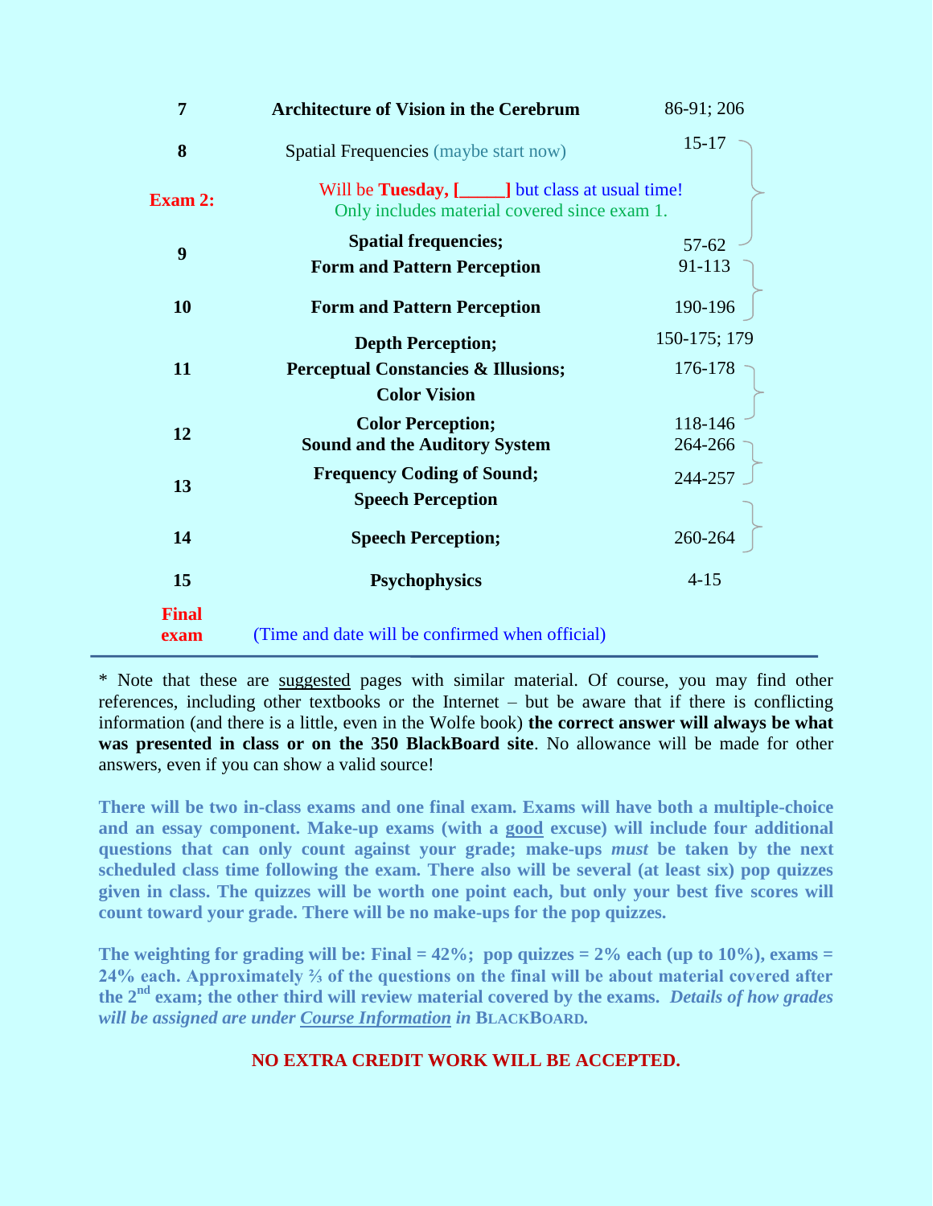| Week | Topic | Pages* |
|---|---|---|
| 7 | **Architecture of Vision in the Cerebrum** | 86-91; 206 |
| 8 | Spatial Frequencies (maybe start now) | 15-17 |
| **Exam 2:** | Will be **Tuesday, [_____]** but class at usual time! Only includes material covered since exam 1. | |
| 9 | **Spatial frequencies; Form and Pattern Perception** | 57-62; 91-113 |
| 10 | **Form and Pattern Perception** | 190-196 |
| 11 | **Depth Perception; Perceptual Constancies & Illusions; Color Vision** | 150-175; 179; 176-178 |
| 12 | **Color Perception; Sound and the Auditory System** | 118-146; 264-266 |
| 13 | **Frequency Coding of Sound; Speech Perception** | 244-257 |
| 14 | **Speech Perception;** | 260-264 |
| 15 | **Psychophysics** | 4-15 |
| **Final exam** | (Time and date will be confirmed when official) | |

* Note that these are suggested pages with similar material. Of course, you may find other references, including other textbooks or the Internet – but be aware that if there is conflicting information (and there is a little, even in the Wolfe book) **the correct answer will always be what was presented in class or on the 350 BlackBoard site**. No allowance will be made for other answers, even if you can show a valid source!

**There will be two in-class exams and one final exam. Exams will have both a multiple-choice and an essay component. Make-up exams (with a good excuse) will include four additional questions that can only count against your grade; make-ups *must* be taken by the next scheduled class time following the exam. There also will be several (at least six) pop quizzes given in class. The quizzes will be worth one point each, but only your best five scores will count toward your grade. There will be no make-ups for the pop quizzes.**

**The weighting for grading will be: Final = 42%; pop quizzes = 2% each (up to 10%), exams = 24% each. Approximately ⅔ of the questions on the final will be about material covered after the 2nd exam; the other third will review material covered by the exams.** ***Details of how grades will be assigned are under Course Information in BLACKBOARD.***

**NO EXTRA CREDIT WORK WILL BE ACCEPTED.**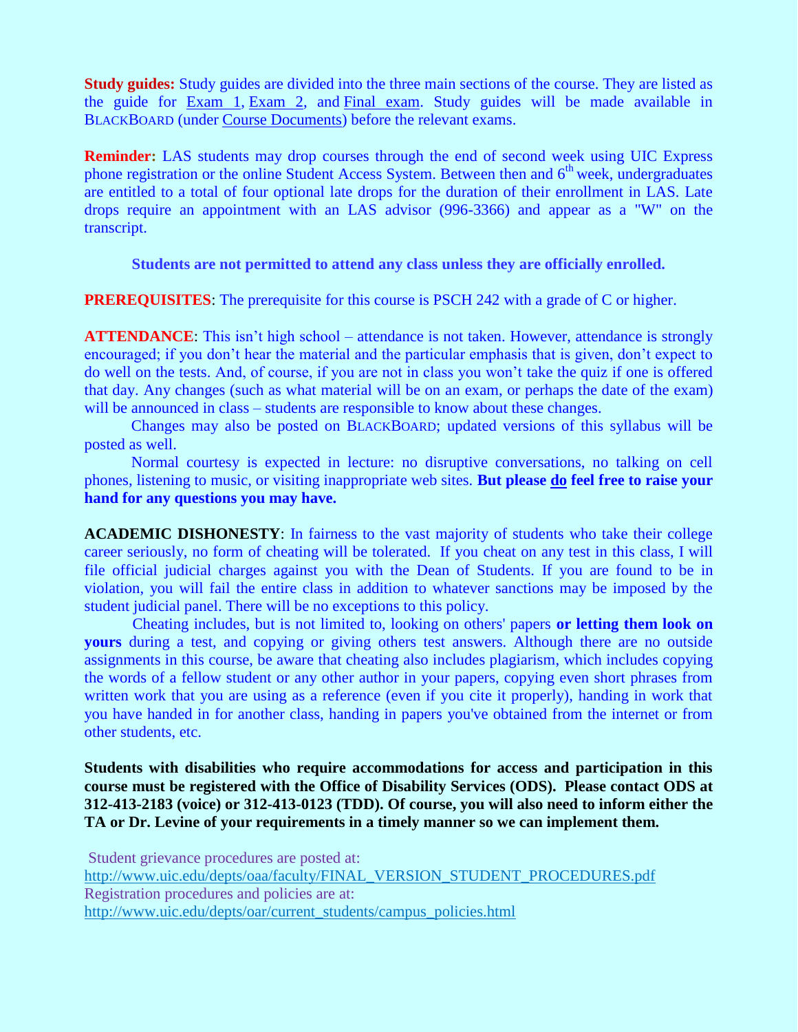**Study guides:** Study guides are divided into the three main sections of the course. They are listed as the guide for Exam 1, Exam 2, and Final exam. Study guides will be made available in BLACKBOARD (under Course Documents) before the relevant exams.

**Reminder:** LAS students may drop courses through the end of second week using UIC Express phone registration or the online Student Access System. Between then and 6th week, undergraduates are entitled to a total of four optional late drops for the duration of their enrollment in LAS. Late drops require an appointment with an LAS advisor (996-3366) and appear as a "W" on the transcript.

**Students are not permitted to attend any class unless they are officially enrolled.**

**PREREQUISITES**: The prerequisite for this course is PSCH 242 with a grade of C or higher.

**ATTENDANCE**: This isn't high school – attendance is not taken. However, attendance is strongly encouraged; if you don't hear the material and the particular emphasis that is given, don't expect to do well on the tests. And, of course, if you are not in class you won't take the quiz if one is offered that day. Any changes (such as what material will be on an exam, or perhaps the date of the exam) will be announced in class – students are responsible to know about these changes.

Changes may also be posted on BLACKBOARD; updated versions of this syllabus will be posted as well.

Normal courtesy is expected in lecture: no disruptive conversations, no talking on cell phones, listening to music, or visiting inappropriate web sites. **But please do feel free to raise your hand for any questions you may have.**

**ACADEMIC DISHONESTY**: In fairness to the vast majority of students who take their college career seriously, no form of cheating will be tolerated. If you cheat on any test in this class, I will file official judicial charges against you with the Dean of Students. If you are found to be in violation, you will fail the entire class in addition to whatever sanctions may be imposed by the student judicial panel. There will be no exceptions to this policy.

Cheating includes, but is not limited to, looking on others' papers **or letting them look on yours** during a test, and copying or giving others test answers. Although there are no outside assignments in this course, be aware that cheating also includes plagiarism, which includes copying the words of a fellow student or any other author in your papers, copying even short phrases from written work that you are using as a reference (even if you cite it properly), handing in work that you have handed in for another class, handing in papers you've obtained from the internet or from other students, etc.

**Students with disabilities who require accommodations for access and participation in this course must be registered with the Office of Disability Services (ODS). Please contact ODS at 312-413-2183 (voice) or 312-413-0123 (TDD). Of course, you will also need to inform either the TA or Dr. Levine of your requirements in a timely manner so we can implement them.**

Student grievance procedures are posted at:
http://www.uic.edu/depts/oaa/faculty/FINAL_VERSION_STUDENT_PROCEDURES.pdf
Registration procedures and policies are at:
http://www.uic.edu/depts/oar/current_students/campus_policies.html